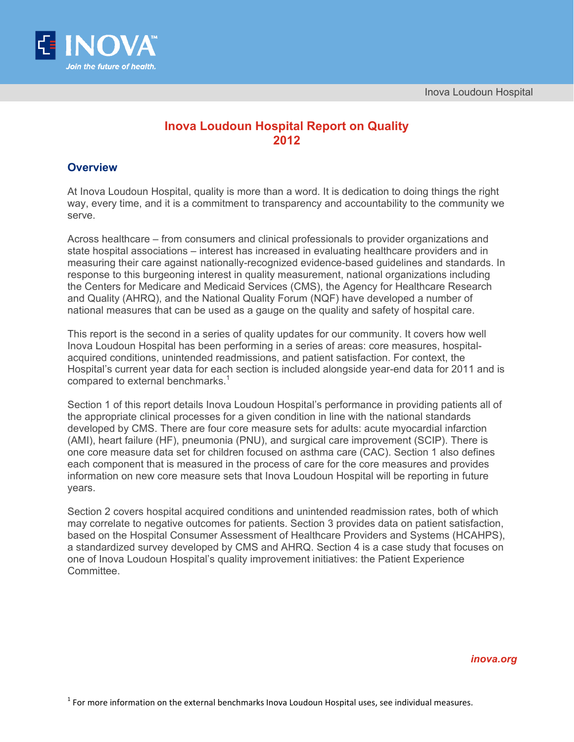# Inova Loudoun Hospital Report on Quality 2012

## Overview

At Inova Loudoun Hospital, quality is more than a word. It is dedication to doing things the right way, every time, and it is a commitment to transparency and accountability to the community we serve.

Across healthcare – from consumers and clinical professionals to provider organizations and state hospital associations – interest has increased in evaluating healthcare providers and in measuring their care against nationally-recognized evidence-based guidelines and standards. In response to this burgeoning interest in quality measurement, national organizations including the Centers for Medicare and Medicaid Services (CMS), the Agency for Healthcare Research and Quality (AHRQ), and the National Quality Forum (NQF) have developed a number of national measures that can be used as a gauge on the quality and safety of hospital care.

This report is the second in a series of quality updates for our community. It covers how well Inova Loudoun Hospital has been performing in a series of areas: core measures, hospital-acquired conditions, unintended readmissions, and patient satisfaction. For context, the Hospital's current year data for each section is included alongside year-end data for 2011 and is compared to external benchmarks.[1]

Section 1 of this report details Inova Loudoun Hospital's performance in providing patients all of the appropriate clinical processes for a given condition in line with the national standards developed by CMS. There are four core measure sets for adults: acute myocardial infarction (AMI), heart failure (HF), pneumonia (PNU), and surgical care improvement (SCIP). There is one core measure data set for children focused on asthma care (CAC). Section 1 also defines each component that is measured in the process of care for the core measures and provides information on new core measure sets that Inova Loudoun Hospital will be reporting in future years.

Section 2 covers hospital acquired conditions and unintended readmission rates, both of which may correlate to negative outcomes for patients. Section 3 provides data on patient satisfaction, based on the Hospital Consumer Assessment of Healthcare Providers and Systems (HCAHPS), a standardized survey developed by CMS and AHRQ. Section 4 is a case study that focuses on one of Inova Loudoun Hospital's quality improvement initiatives: the Patient Experience Committee.

*inova.org*

[1] For more information on the external benchmarks Inova Loudoun Hospital uses, see individual measures.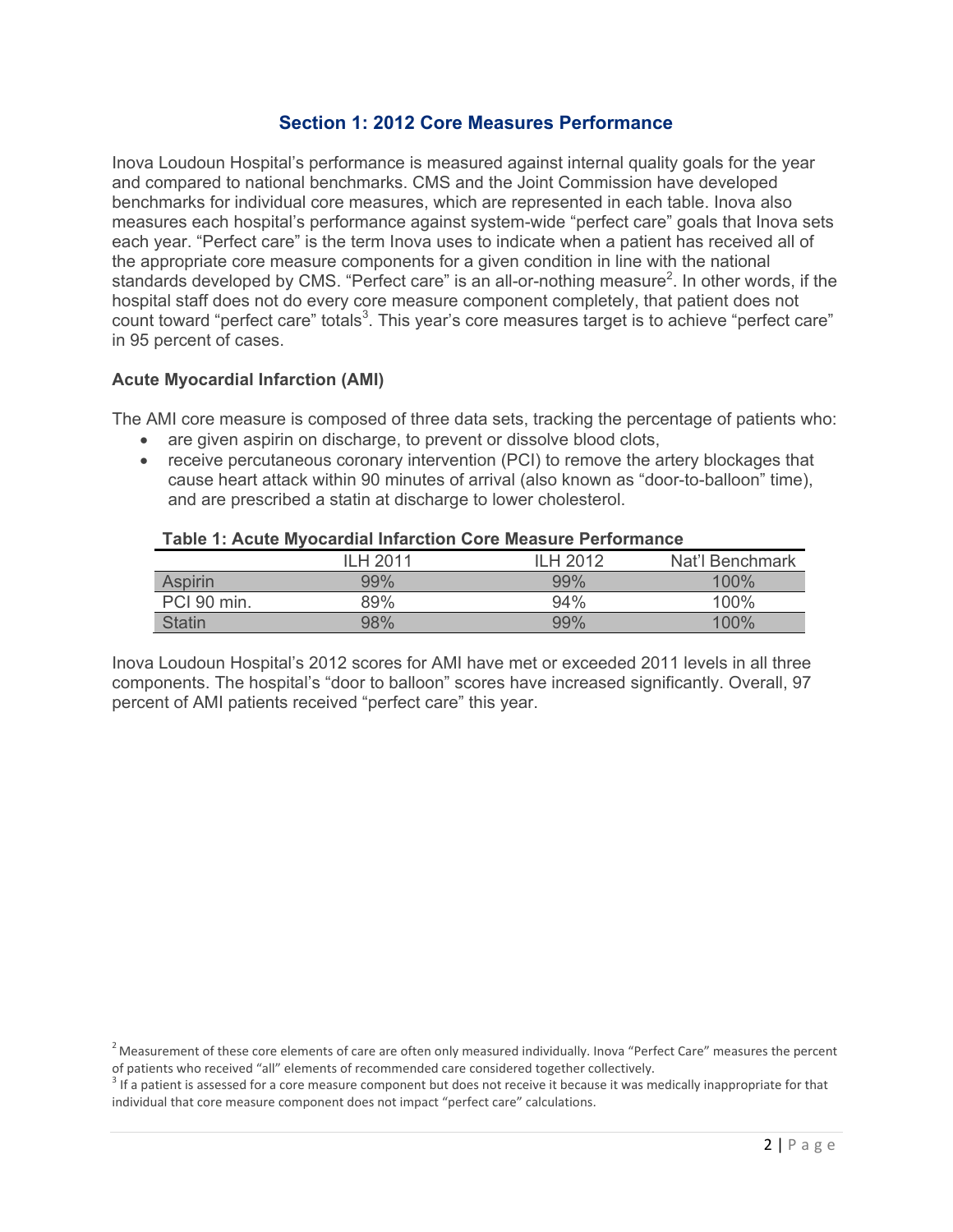## Section 1: 2012 Core Measures Performance

Inova Loudoun Hospital's performance is measured against internal quality goals for the year and compared to national benchmarks. CMS and the Joint Commission have developed benchmarks for individual core measures, which are represented in each table. Inova also measures each hospital's performance against system-wide "perfect care" goals that Inova sets each year. "Perfect care" is the term Inova uses to indicate when a patient has received all of the appropriate core measure components for a given condition in line with the national standards developed by CMS. "Perfect care" is an all-or-nothing measure[2]. In other words, if the hospital staff does not do every core measure component completely, that patient does not count toward "perfect care" totals[3]. This year's core measures target is to achieve "perfect care" in 95 percent of cases.

### Acute Myocardial Infarction (AMI)

The AMI core measure is composed of three data sets, tracking the percentage of patients who:

- are given aspirin on discharge, to prevent or dissolve blood clots,
- receive percutaneous coronary intervention (PCI) to remove the artery blockages that cause heart attack within 90 minutes of arrival (also known as "door-to-balloon" time), and are prescribed a statin at discharge to lower cholesterol.

**Table 1: Acute Myocardial Infarction Core Measure Performance**

| | ILH 2011 | ILH 2012 | Nat'l Benchmark |
|---|---|---|---|
| Aspirin | 99% | 99% | 100% |
| PCI 90 min. | 89% | 94% | 100% |
| Statin | 98% | 99% | 100% |

Inova Loudoun Hospital's 2012 scores for AMI have met or exceeded 2011 levels in all three components. The hospital's "door to balloon" scores have increased significantly. Overall, 97 percent of AMI patients received "perfect care" this year.

---

[2] Measurement of these core elements of care are often only measured individually. Inova "Perfect Care" measures the percent of patients who received "all" elements of recommended care considered together collectively.

[3] If a patient is assessed for a core measure component but does not receive it because it was medically inappropriate for that individual that core measure component does not impact "perfect care" calculations.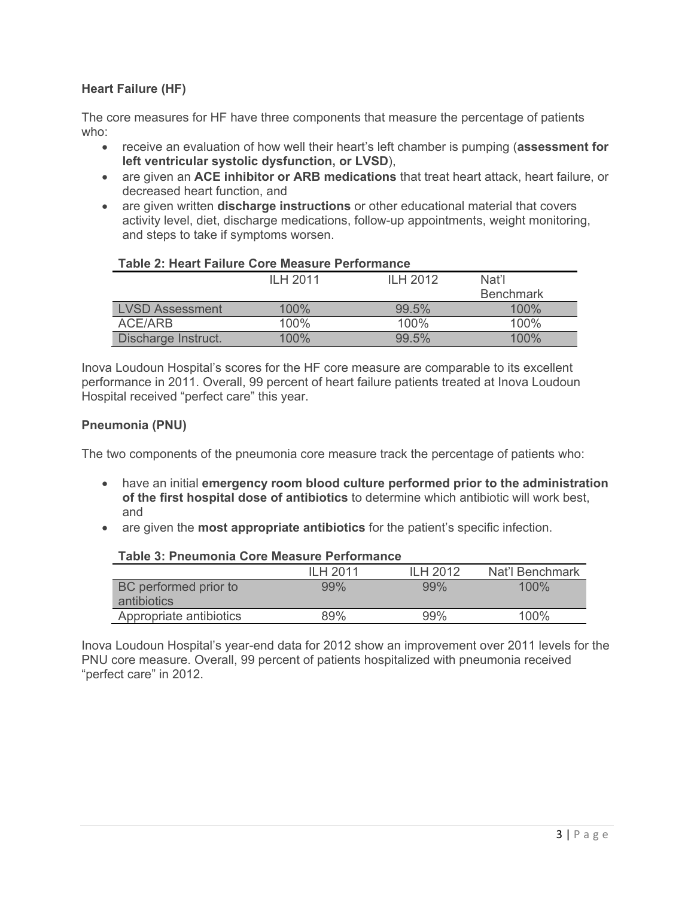### Heart Failure (HF)

The core measures for HF have three components that measure the percentage of patients who:

- receive an evaluation of how well their heart's left chamber is pumping (**assessment for left ventricular systolic dysfunction, or LVSD**),
- are given an **ACE inhibitor or ARB medications** that treat heart attack, heart failure, or decreased heart function, and
- are given written **discharge instructions** or other educational material that covers activity level, diet, discharge medications, follow-up appointments, weight monitoring, and steps to take if symptoms worsen.

**Table 2: Heart Failure Core Measure Performance**

| | ILH 2011 | ILH 2012 | Nat'l Benchmark |
|---|---|---|---|
| LVSD Assessment | 100% | 99.5% | 100% |
| ACE/ARB | 100% | 100% | 100% |
| Discharge Instruct. | 100% | 99.5% | 100% |

Inova Loudoun Hospital's scores for the HF core measure are comparable to its excellent performance in 2011. Overall, 99 percent of heart failure patients treated at Inova Loudoun Hospital received "perfect care" this year.

### Pneumonia (PNU)

The two components of the pneumonia core measure track the percentage of patients who:

- have an initial **emergency room blood culture performed prior to the administration of the first hospital dose of antibiotics** to determine which antibiotic will work best, and
- are given the **most appropriate antibiotics** for the patient's specific infection.

**Table 3: Pneumonia Core Measure Performance**

| | ILH 2011 | ILH 2012 | Nat'l Benchmark |
|---|---|---|---|
| BC performed prior to antibiotics | 99% | 99% | 100% |
| Appropriate antibiotics | 89% | 99% | 100% |

Inova Loudoun Hospital's year-end data for 2012 show an improvement over 2011 levels for the PNU core measure. Overall, 99 percent of patients hospitalized with pneumonia received "perfect care" in 2012.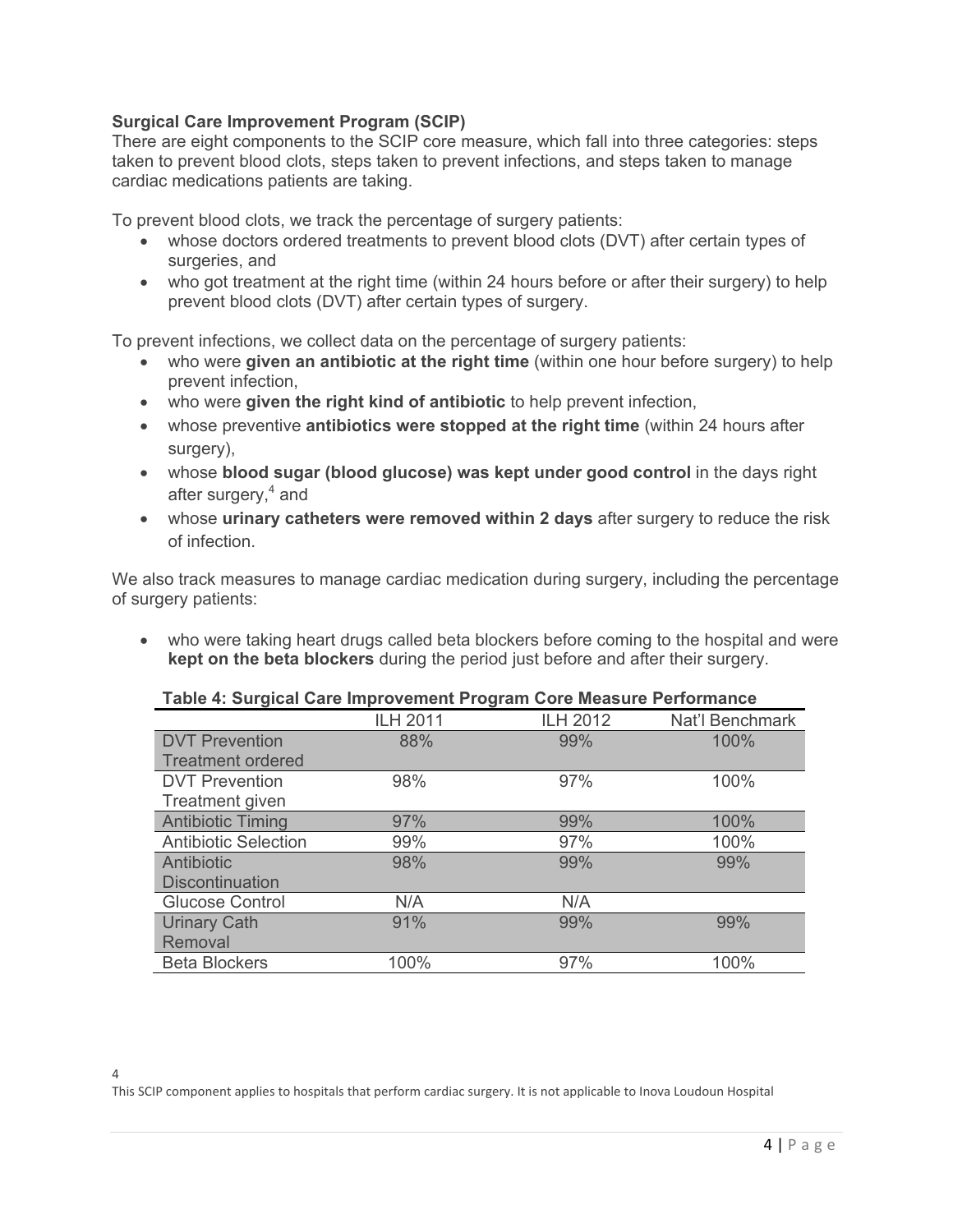**Surgical Care Improvement Program (SCIP)**

There are eight components to the SCIP core measure, which fall into three categories: steps taken to prevent blood clots, steps taken to prevent infections, and steps taken to manage cardiac medications patients are taking.

To prevent blood clots, we track the percentage of surgery patients:

- whose doctors ordered treatments to prevent blood clots (DVT) after certain types of surgeries, and
- who got treatment at the right time (within 24 hours before or after their surgery) to help prevent blood clots (DVT) after certain types of surgery.

To prevent infections, we collect data on the percentage of surgery patients:

- who were **given an antibiotic at the right time** (within one hour before surgery) to help prevent infection,
- who were **given the right kind of antibiotic** to help prevent infection,
- whose preventive **antibiotics were stopped at the right time** (within 24 hours after surgery),
- whose **blood sugar (blood glucose) was kept under good control** in the days right after surgery,[4] and
- whose **urinary catheters were removed within 2 days** after surgery to reduce the risk of infection.

We also track measures to manage cardiac medication during surgery, including the percentage of surgery patients:

- who were taking heart drugs called beta blockers before coming to the hospital and were **kept on the beta blockers** during the period just before and after their surgery.

**Table 4: Surgical Care Improvement Program Core Measure Performance**

| | ILH 2011 | ILH 2012 | Nat'l Benchmark |
|---|---|---|---|
| DVT Prevention Treatment ordered | 88% | 99% | 100% |
| DVT Prevention Treatment given | 98% | 97% | 100% |
| Antibiotic Timing | 97% | 99% | 100% |
| Antibiotic Selection | 99% | 97% | 100% |
| Antibiotic Discontinuation | 98% | 99% | 99% |
| Glucose Control | N/A | N/A | |
| Urinary Cath Removal | 91% | 99% | 99% |
| Beta Blockers | 100% | 97% | 100% |

[4] This SCIP component applies to hospitals that perform cardiac surgery. It is not applicable to Inova Loudoun Hospital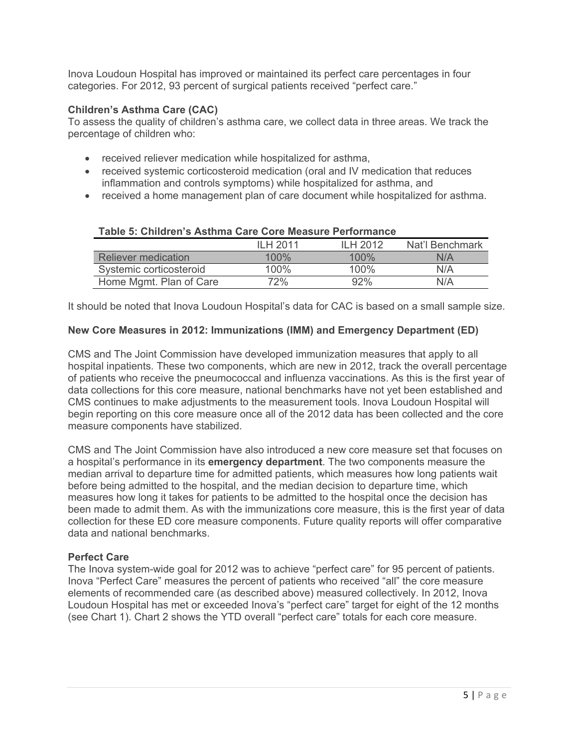Inova Loudoun Hospital has improved or maintained its perfect care percentages in four categories. For 2012, 93 percent of surgical patients received "perfect care."

**Children's Asthma Care (CAC)**

To assess the quality of children's asthma care, we collect data in three areas. We track the percentage of children who:

- received reliever medication while hospitalized for asthma,
- received systemic corticosteroid medication (oral and IV medication that reduces inflammation and controls symptoms) while hospitalized for asthma, and
- received a home management plan of care document while hospitalized for asthma.

**Table 5: Children's Asthma Care Core Measure Performance**

| | ILH 2011 | ILH 2012 | Nat'l Benchmark |
|---|---|---|---|
| Reliever medication | 100% | 100% | N/A |
| Systemic corticosteroid | 100% | 100% | N/A |
| Home Mgmt. Plan of Care | 72% | 92% | N/A |

It should be noted that Inova Loudoun Hospital's data for CAC is based on a small sample size.

**New Core Measures in 2012: Immunizations (IMM) and Emergency Department (ED)**

CMS and The Joint Commission have developed immunization measures that apply to all hospital inpatients. These two components, which are new in 2012, track the overall percentage of patients who receive the pneumococcal and influenza vaccinations. As this is the first year of data collections for this core measure, national benchmarks have not yet been established and CMS continues to make adjustments to the measurement tools. Inova Loudoun Hospital will begin reporting on this core measure once all of the 2012 data has been collected and the core measure components have stabilized.

CMS and The Joint Commission have also introduced a new core measure set that focuses on a hospital's performance in its **emergency department**. The two components measure the median arrival to departure time for admitted patients, which measures how long patients wait before being admitted to the hospital, and the median decision to departure time, which measures how long it takes for patients to be admitted to the hospital once the decision has been made to admit them. As with the immunizations core measure, this is the first year of data collection for these ED core measure components. Future quality reports will offer comparative data and national benchmarks.

**Perfect Care**

The Inova system-wide goal for 2012 was to achieve "perfect care" for 95 percent of patients. Inova "Perfect Care" measures the percent of patients who received "all" the core measure elements of recommended care (as described above) measured collectively. In 2012, Inova Loudoun Hospital has met or exceeded Inova's "perfect care" target for eight of the 12 months (see Chart 1). Chart 2 shows the YTD overall "perfect care" totals for each core measure.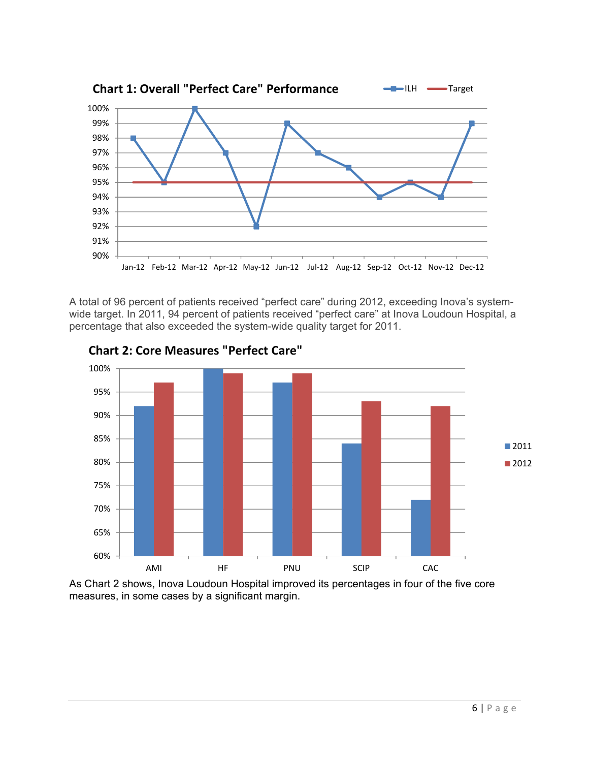**Chart 1: Overall "Perfect Care" Performance**

| Month | ILH | Target |
|---|---|---|
| Jan-12 | 98% | 95% |
| Feb-12 | 95% | 95% |
| Mar-12 | 100% | 95% |
| Apr-12 | 97% | 95% |
| May-12 | 92% | 95% |
| Jun-12 | 99% | 95% |
| Jul-12 | 97% | 95% |
| Aug-12 | 96% | 95% |
| Sep-12 | 94% | 95% |
| Oct-12 | 95% | 95% |
| Nov-12 | 94% | 95% |
| Dec-12 | 99% | 95% |

A total of 96 percent of patients received "perfect care" during 2012, exceeding Inova's system-wide target. In 2011, 94 percent of patients received "perfect care" at Inova Loudoun Hospital, a percentage that also exceeded the system-wide quality target for 2011.

**Chart 2: Core Measures "Perfect Care"**

| Measure | 2011 | 2012 |
|---|---|---|
| AMI | 92% | 97% |
| HF | 100% | 99% |
| PNU | 97% | 99% |
| SCIP | 84% | 93% |
| CAC | 72% | 92% |

As Chart 2 shows, Inova Loudoun Hospital improved its percentages in four of the five core measures, in some cases by a significant margin.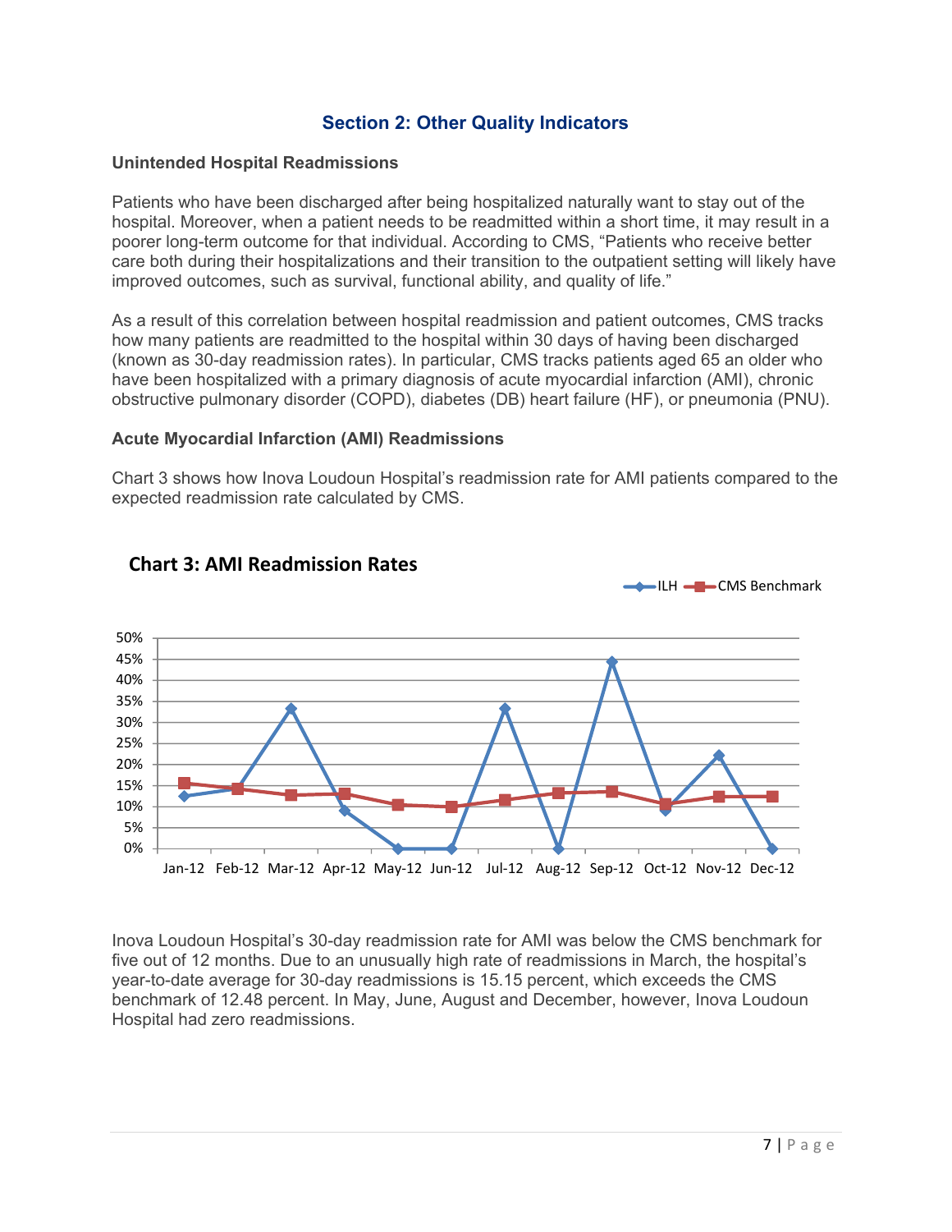## Section 2: Other Quality Indicators

### Unintended Hospital Readmissions

Patients who have been discharged after being hospitalized naturally want to stay out of the hospital. Moreover, when a patient needs to be readmitted within a short time, it may result in a poorer long-term outcome for that individual. According to CMS, "Patients who receive better care both during their hospitalizations and their transition to the outpatient setting will likely have improved outcomes, such as survival, functional ability, and quality of life."

As a result of this correlation between hospital readmission and patient outcomes, CMS tracks how many patients are readmitted to the hospital within 30 days of having been discharged (known as 30-day readmission rates). In particular, CMS tracks patients aged 65 an older who have been hospitalized with a primary diagnosis of acute myocardial infarction (AMI), chronic obstructive pulmonary disorder (COPD), diabetes (DB) heart failure (HF), or pneumonia (PNU).

### Acute Myocardial Infarction (AMI) Readmissions

Chart 3 shows how Inova Loudoun Hospital's readmission rate for AMI patients compared to the expected readmission rate calculated by CMS.

**Chart 3: AMI Readmission Rates**

Inova Loudoun Hospital's 30-day readmission rate for AMI was below the CMS benchmark for five out of 12 months. Due to an unusually high rate of readmissions in March, the hospital's year-to-date average for 30-day readmissions is 15.15 percent, which exceeds the CMS benchmark of 12.48 percent. In May, June, August and December, however, Inova Loudoun Hospital had zero readmissions.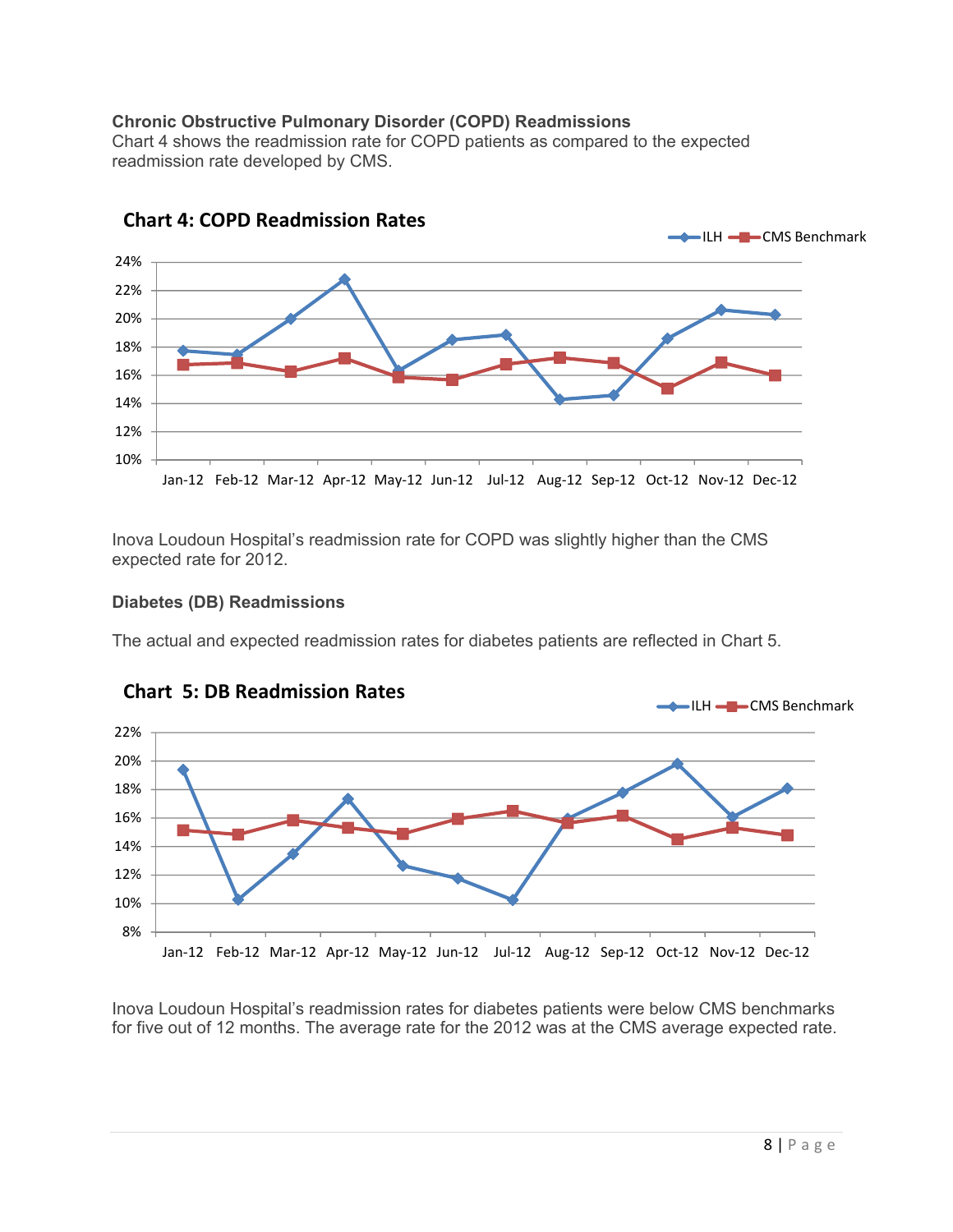### Chronic Obstructive Pulmonary Disorder (COPD) Readmissions

Chart 4 shows the readmission rate for COPD patients as compared to the expected readmission rate developed by CMS.

**Chart 4: COPD Readmission Rates**

Inova Loudoun Hospital's readmission rate for COPD was slightly higher than the CMS expected rate for 2012.

### Diabetes (DB) Readmissions

The actual and expected readmission rates for diabetes patients are reflected in Chart 5.

**Chart 5: DB Readmission Rates**

Inova Loudoun Hospital's readmission rates for diabetes patients were below CMS benchmarks for five out of 12 months. The average rate for the 2012 was at the CMS average expected rate.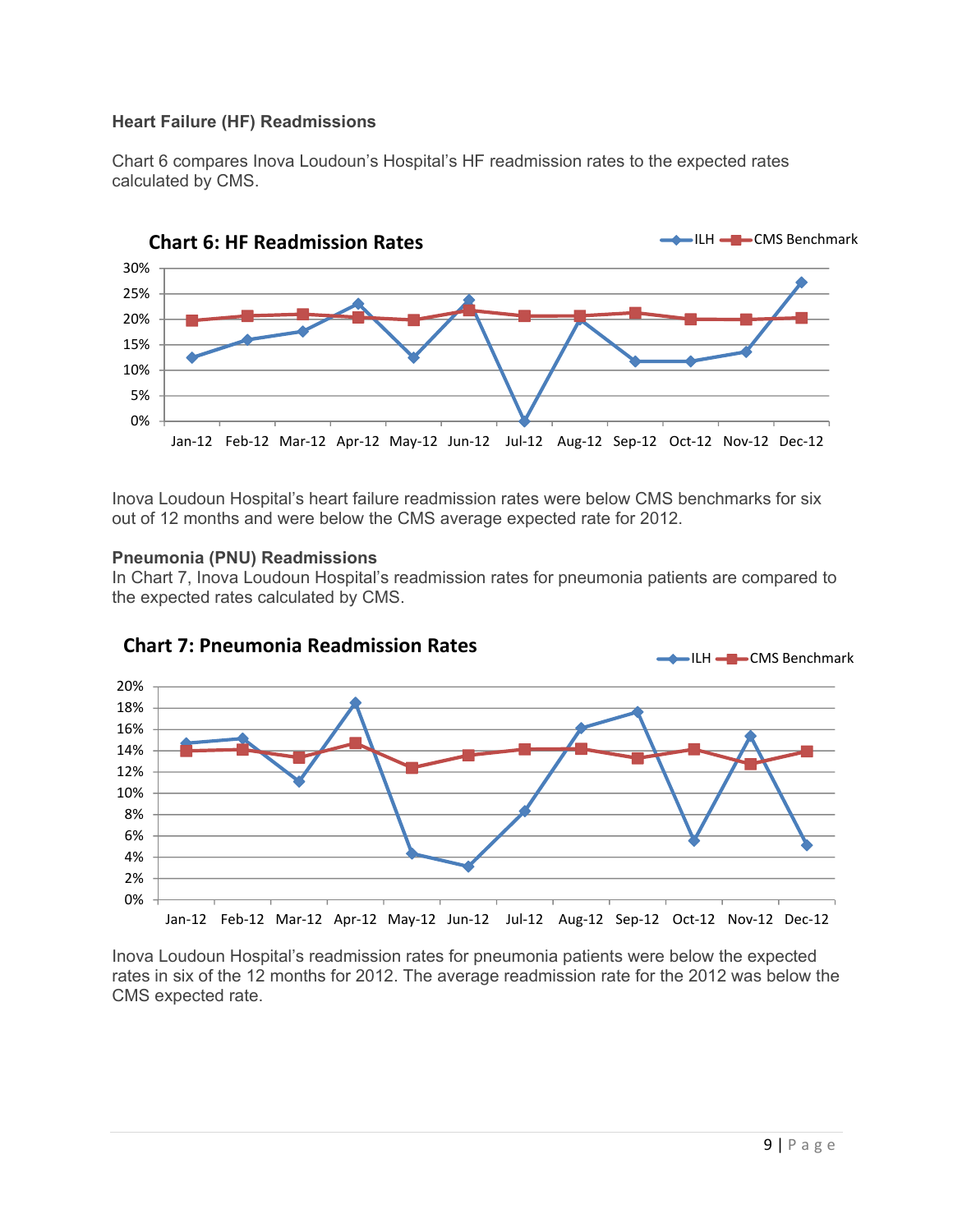### Heart Failure (HF) Readmissions

Chart 6 compares Inova Loudoun's Hospital's HF readmission rates to the expected rates calculated by CMS.

Inova Loudoun Hospital's heart failure readmission rates were below CMS benchmarks for six out of 12 months and were below the CMS average expected rate for 2012.

### Pneumonia (PNU) Readmissions

In Chart 7, Inova Loudoun Hospital's readmission rates for pneumonia patients are compared to the expected rates calculated by CMS.

Inova Loudoun Hospital's readmission rates for pneumonia patients were below the expected rates in six of the 12 months for 2012. The average readmission rate for the 2012 was below the CMS expected rate.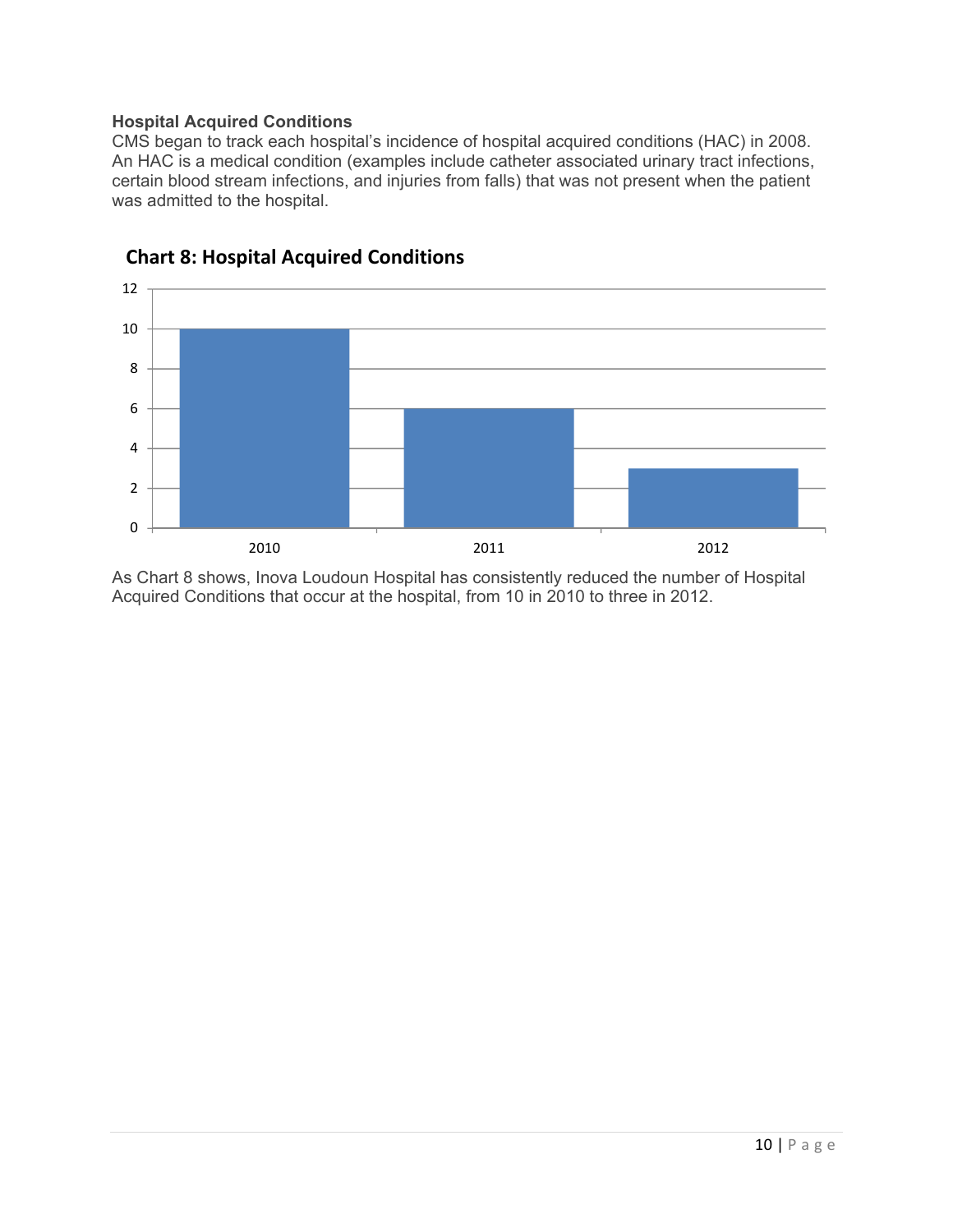**Hospital Acquired Conditions**

CMS began to track each hospital's incidence of hospital acquired conditions (HAC) in 2008. An HAC is a medical condition (examples include catheter associated urinary tract infections, certain blood stream infections, and injuries from falls) that was not present when the patient was admitted to the hospital.

**Chart 8: Hospital Acquired Conditions**

| Year | Hospital Acquired Conditions |
|---|---|
| 2010 | 10 |
| 2011 | 6 |
| 2012 | 3 |

As Chart 8 shows, Inova Loudoun Hospital has consistently reduced the number of Hospital Acquired Conditions that occur at the hospital, from 10 in 2010 to three in 2012.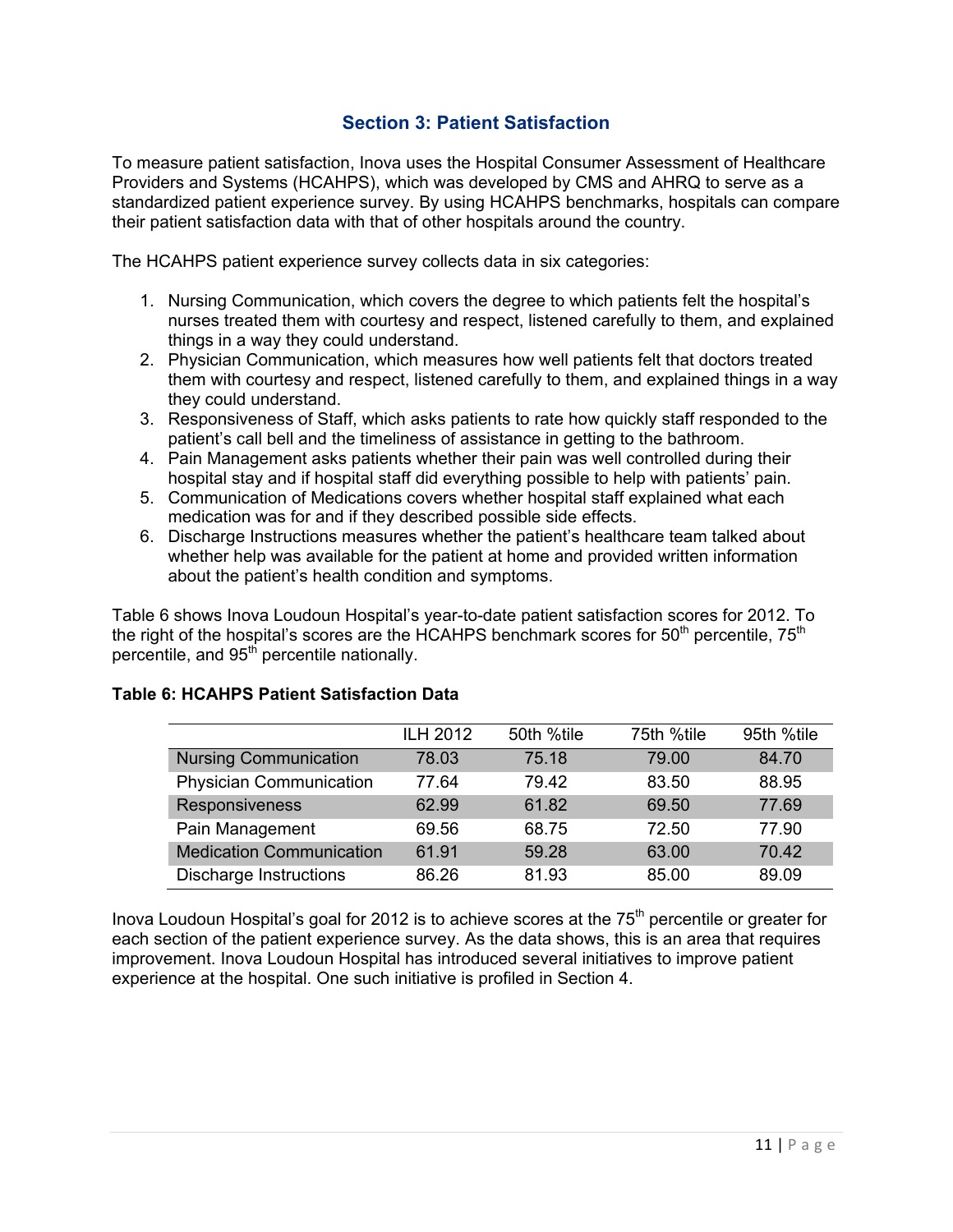## Section 3: Patient Satisfaction

To measure patient satisfaction, Inova uses the Hospital Consumer Assessment of Healthcare Providers and Systems (HCAHPS), which was developed by CMS and AHRQ to serve as a standardized patient experience survey. By using HCAHPS benchmarks, hospitals can compare their patient satisfaction data with that of other hospitals around the country.

The HCAHPS patient experience survey collects data in six categories:

1. Nursing Communication, which covers the degree to which patients felt the hospital's nurses treated them with courtesy and respect, listened carefully to them, and explained things in a way they could understand.
2. Physician Communication, which measures how well patients felt that doctors treated them with courtesy and respect, listened carefully to them, and explained things in a way they could understand.
3. Responsiveness of Staff, which asks patients to rate how quickly staff responded to the patient's call bell and the timeliness of assistance in getting to the bathroom.
4. Pain Management asks patients whether their pain was well controlled during their hospital stay and if hospital staff did everything possible to help with patients' pain.
5. Communication of Medications covers whether hospital staff explained what each medication was for and if they described possible side effects.
6. Discharge Instructions measures whether the patient's healthcare team talked about whether help was available for the patient at home and provided written information about the patient's health condition and symptoms.

Table 6 shows Inova Loudoun Hospital's year-to-date patient satisfaction scores for 2012. To the right of the hospital's scores are the HCAHPS benchmark scores for 50th percentile, 75th percentile, and 95th percentile nationally.

**Table 6: HCAHPS Patient Satisfaction Data**

| | ILH 2012 | 50th %tile | 75th %tile | 95th %tile |
|---|---|---|---|---|
| Nursing Communication | 78.03 | 75.18 | 79.00 | 84.70 |
| Physician Communication | 77.64 | 79.42 | 83.50 | 88.95 |
| Responsiveness | 62.99 | 61.82 | 69.50 | 77.69 |
| Pain Management | 69.56 | 68.75 | 72.50 | 77.90 |
| Medication Communication | 61.91 | 59.28 | 63.00 | 70.42 |
| Discharge Instructions | 86.26 | 81.93 | 85.00 | 89.09 |

Inova Loudoun Hospital's goal for 2012 is to achieve scores at the 75th percentile or greater for each section of the patient experience survey. As the data shows, this is an area that requires improvement. Inova Loudoun Hospital has introduced several initiatives to improve patient experience at the hospital. One such initiative is profiled in Section 4.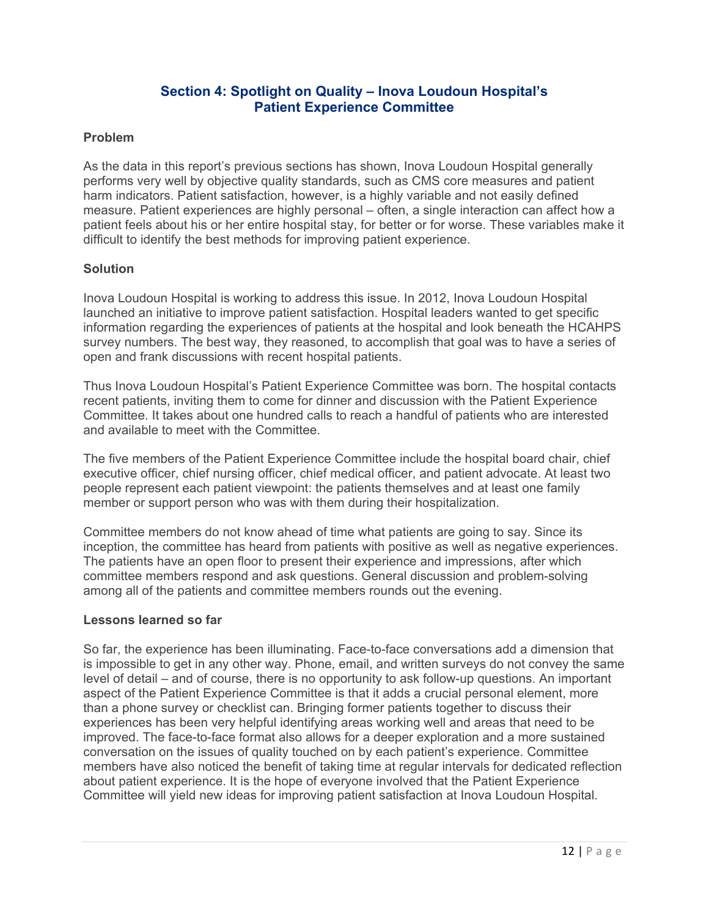# Section 4: Spotlight on Quality – Inova Loudoun Hospital's Patient Experience Committee

## Problem

As the data in this report's previous sections has shown, Inova Loudoun Hospital generally performs very well by objective quality standards, such as CMS core measures and patient harm indicators. Patient satisfaction, however, is a highly variable and not easily defined measure. Patient experiences are highly personal – often, a single interaction can affect how a patient feels about his or her entire hospital stay, for better or for worse. These variables make it difficult to identify the best methods for improving patient experience.

## Solution

Inova Loudoun Hospital is working to address this issue. In 2012, Inova Loudoun Hospital launched an initiative to improve patient satisfaction. Hospital leaders wanted to get specific information regarding the experiences of patients at the hospital and look beneath the HCAHPS survey numbers. The best way, they reasoned, to accomplish that goal was to have a series of open and frank discussions with recent hospital patients.

Thus Inova Loudoun Hospital's Patient Experience Committee was born. The hospital contacts recent patients, inviting them to come for dinner and discussion with the Patient Experience Committee. It takes about one hundred calls to reach a handful of patients who are interested and available to meet with the Committee.

The five members of the Patient Experience Committee include the hospital board chair, chief executive officer, chief nursing officer, chief medical officer, and patient advocate. At least two people represent each patient viewpoint: the patients themselves and at least one family member or support person who was with them during their hospitalization.

Committee members do not know ahead of time what patients are going to say. Since its inception, the committee has heard from patients with positive as well as negative experiences. The patients have an open floor to present their experience and impressions, after which committee members respond and ask questions. General discussion and problem-solving among all of the patients and committee members rounds out the evening.

## Lessons learned so far

So far, the experience has been illuminating. Face-to-face conversations add a dimension that is impossible to get in any other way. Phone, email, and written surveys do not convey the same level of detail – and of course, there is no opportunity to ask follow-up questions. An important aspect of the Patient Experience Committee is that it adds a crucial personal element, more than a phone survey or checklist can. Bringing former patients together to discuss their experiences has been very helpful identifying areas working well and areas that need to be improved. The face-to-face format also allows for a deeper exploration and a more sustained conversation on the issues of quality touched on by each patient's experience. Committee members have also noticed the benefit of taking time at regular intervals for dedicated reflection about patient experience. It is the hope of everyone involved that the Patient Experience Committee will yield new ideas for improving patient satisfaction at Inova Loudoun Hospital.